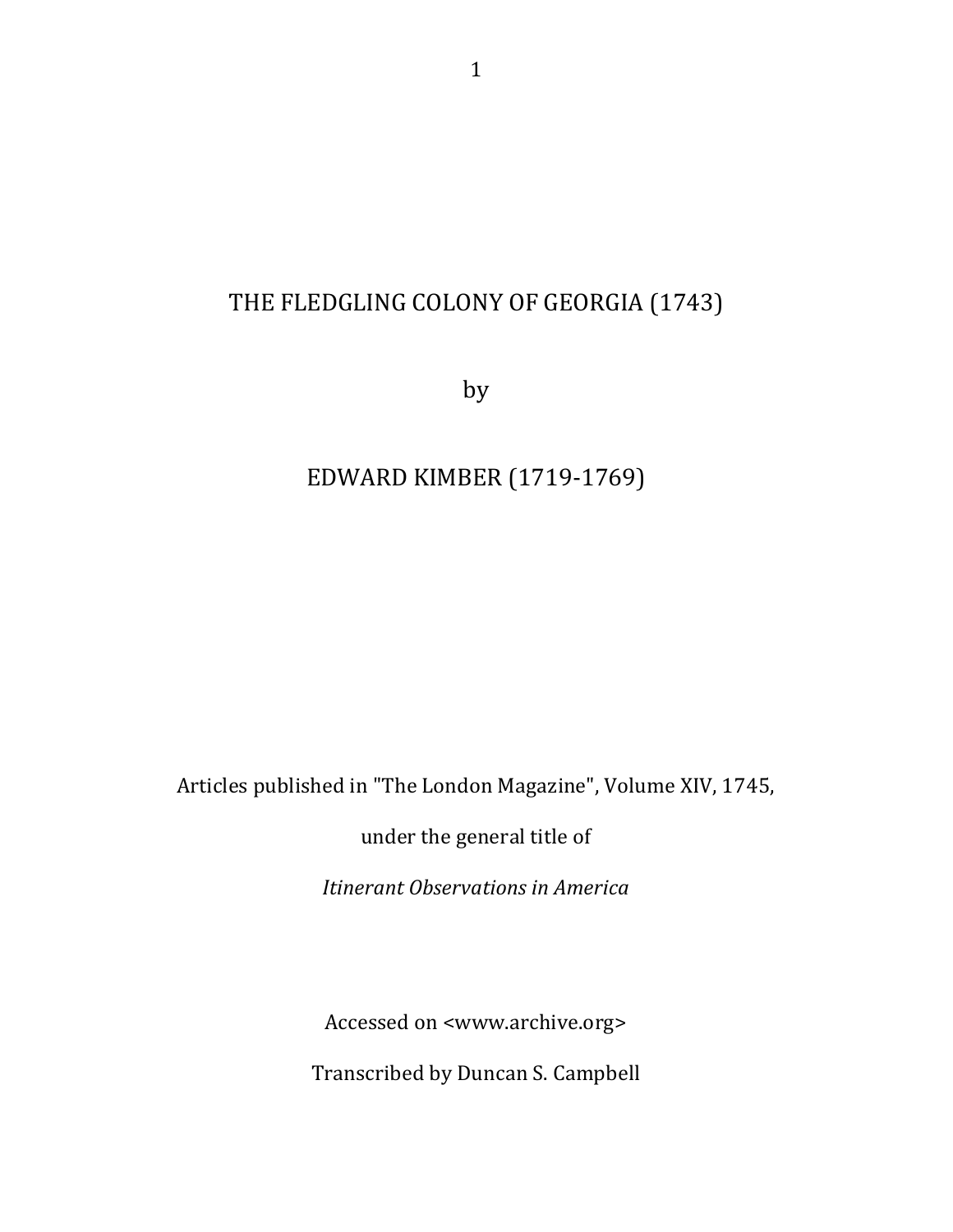# THE FLEDGLING COLONY OF GEORGIA (1743)

by

EDWARD KIMBER (1719-1769)

Articles published in "The London Magazine", Volume XIV, 1745,

under the general title of

*Itinerant Observations in America*

Accessed on <www.archive.org>

Transcribed by Duncan S. Campbell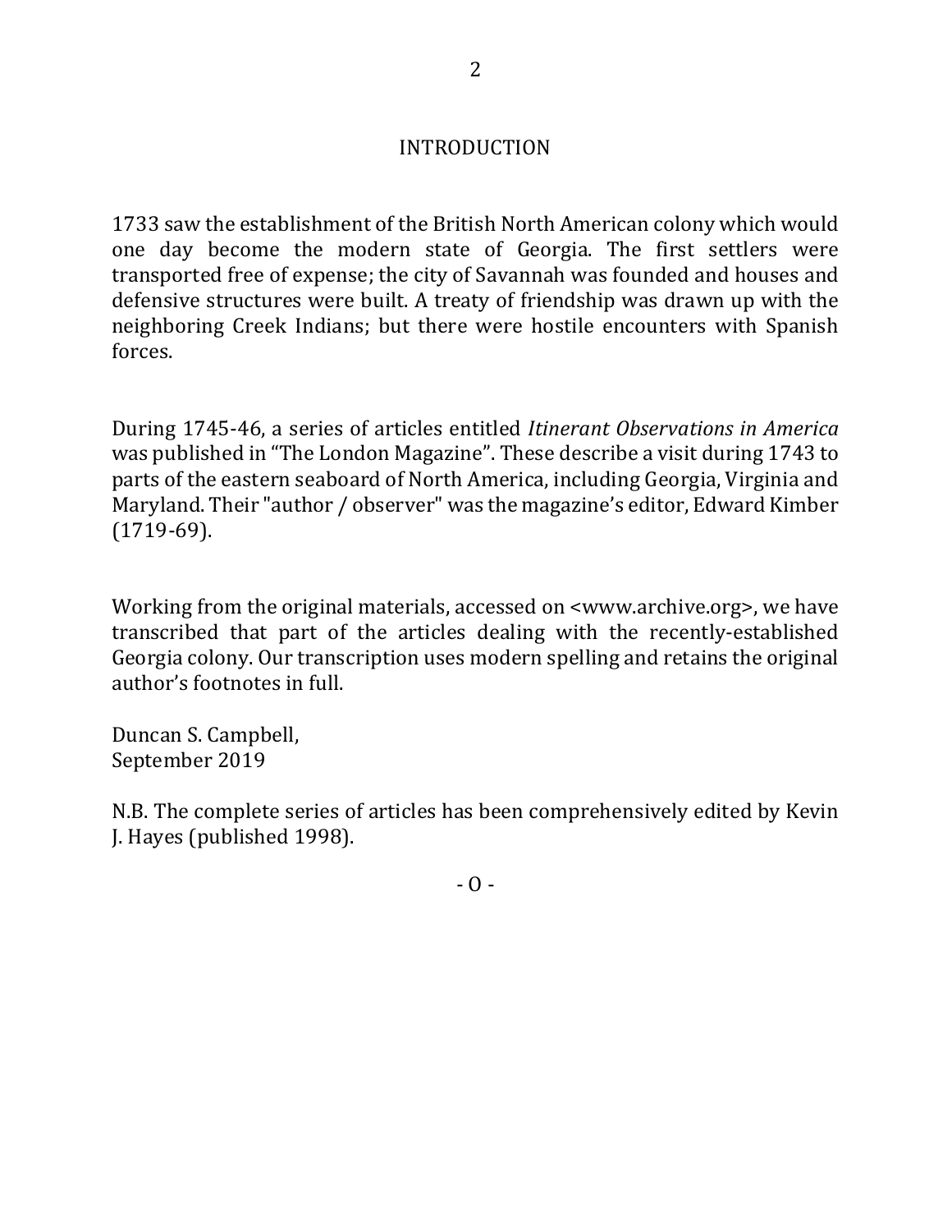## INTRODUCTION

1733 saw the establishment of the British North American colony which would one day become the modern state of Georgia. The first settlers were transported free of expense; the city of Savannah was founded and houses and defensive structures were built. A treaty of friendship was drawn up with the neighboring Creek Indians; but there were hostile encounters with Spanish forces.

During 1745-46, a series of articles entitled *Itinerant Observations in America* was published in "The London Magazine". These describe a visit during 1743 to parts of the eastern seaboard of North America, including Georgia, Virginia and Maryland. Their "author / observer" was the magazine's editor, Edward Kimber (1719-69).

Working from the original materials, accessed on <www.archive.org>, we have transcribed that part of the articles dealing with the recently-established Georgia colony. Our transcription uses modern spelling and retains the original author's footnotes in full.

Duncan S. Campbell,
September 2019

N.B. The complete series of articles has been comprehensively edited by Kevin J. Hayes (published 1998).

- O -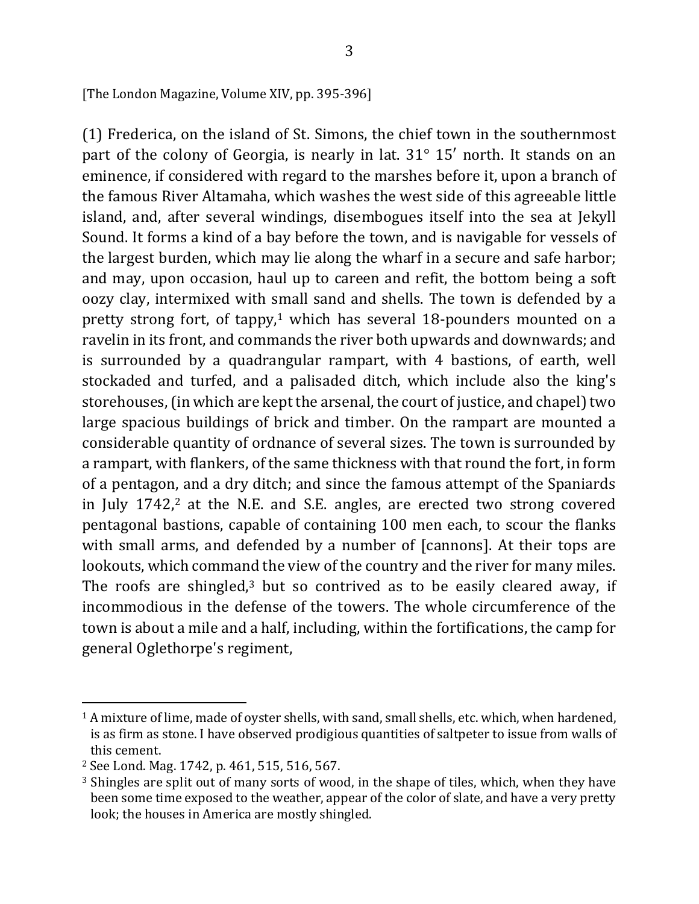[The London Magazine, Volume XIV, pp. 395-396]

(1) Frederica, on the island of St. Simons, the chief town in the southernmost part of the colony of Georgia, is nearly in lat. 31° 15′ north. It stands on an eminence, if considered with regard to the marshes before it, upon a branch of the famous River Altamaha, which washes the west side of this agreeable little island, and, after several windings, disembogues itself into the sea at Jekyll Sound. It forms a kind of a bay before the town, and is navigable for vessels of the largest burden, which may lie along the wharf in a secure and safe harbor; and may, upon occasion, haul up to careen and refit, the bottom being a soft oozy clay, intermixed with small sand and shells. The town is defended by a pretty strong fort, of tappy,[1] which has several 18-pounders mounted on a ravelin in its front, and commands the river both upwards and downwards; and is surrounded by a quadrangular rampart, with 4 bastions, of earth, well stockaded and turfed, and a palisaded ditch, which include also the king's storehouses, (in which are kept the arsenal, the court of justice, and chapel) two large spacious buildings of brick and timber. On the rampart are mounted a considerable quantity of ordnance of several sizes. The town is surrounded by a rampart, with flankers, of the same thickness with that round the fort, in form of a pentagon, and a dry ditch; and since the famous attempt of the Spaniards in July 1742,[2] at the N.E. and S.E. angles, are erected two strong covered pentagonal bastions, capable of containing 100 men each, to scour the flanks with small arms, and defended by a number of [cannons]. At their tops are lookouts, which command the view of the country and the river for many miles. The roofs are shingled,[3] but so contrived as to be easily cleared away, if incommodious in the defense of the towers. The whole circumference of the town is about a mile and a half, including, within the fortifications, the camp for general Oglethorpe's regiment,

---

[1] A mixture of lime, made of oyster shells, with sand, small shells, etc. which, when hardened, is as firm as stone. I have observed prodigious quantities of saltpeter to issue from walls of this cement.

[2] See Lond. Mag. 1742, p. 461, 515, 516, 567.

[3] Shingles are split out of many sorts of wood, in the shape of tiles, which, when they have been some time exposed to the weather, appear of the color of slate, and have a very pretty look; the houses in America are mostly shingled.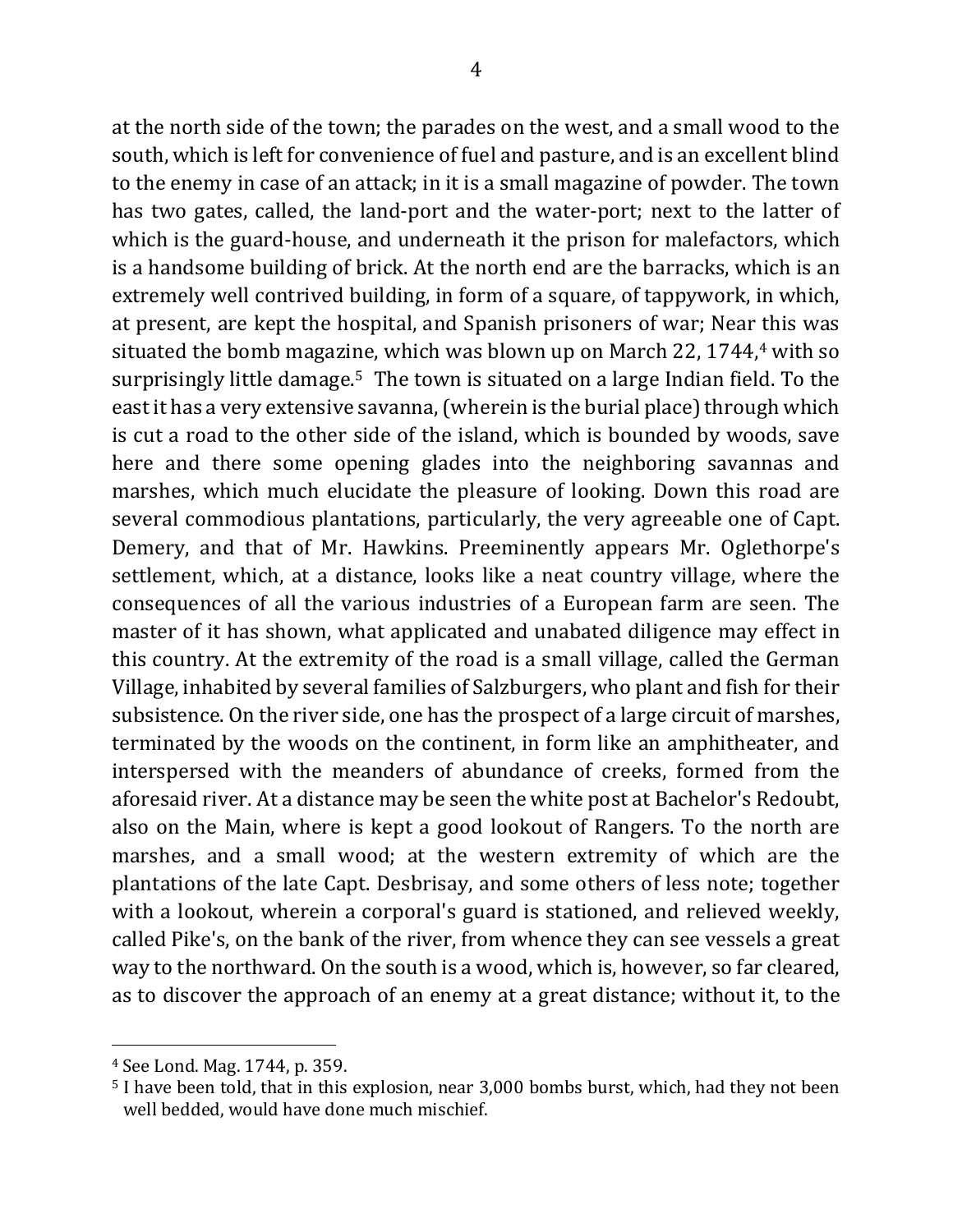at the north side of the town; the parades on the west, and a small wood to the south, which is left for convenience of fuel and pasture, and is an excellent blind to the enemy in case of an attack; in it is a small magazine of powder. The town has two gates, called, the land-port and the water-port; next to the latter of which is the guard-house, and underneath it the prison for malefactors, which is a handsome building of brick. At the north end are the barracks, which is an extremely well contrived building, in form of a square, of tappywork, in which, at present, are kept the hospital, and Spanish prisoners of war; Near this was situated the bomb magazine, which was blown up on March 22, 1744,[4] with so surprisingly little damage.[5] The town is situated on a large Indian field. To the east it has a very extensive savanna, (wherein is the burial place) through which is cut a road to the other side of the island, which is bounded by woods, save here and there some opening glades into the neighboring savannas and marshes, which much elucidate the pleasure of looking. Down this road are several commodious plantations, particularly, the very agreeable one of Capt. Demery, and that of Mr. Hawkins. Preeminently appears Mr. Oglethorpe's settlement, which, at a distance, looks like a neat country village, where the consequences of all the various industries of a European farm are seen. The master of it has shown, what applicated and unabated diligence may effect in this country. At the extremity of the road is a small village, called the German Village, inhabited by several families of Salzburgers, who plant and fish for their subsistence. On the river side, one has the prospect of a large circuit of marshes, terminated by the woods on the continent, in form like an amphitheater, and interspersed with the meanders of abundance of creeks, formed from the aforesaid river. At a distance may be seen the white post at Bachelor's Redoubt, also on the Main, where is kept a good lookout of Rangers. To the north are marshes, and a small wood; at the western extremity of which are the plantations of the late Capt. Desbrisay, and some others of less note; together with a lookout, wherein a corporal's guard is stationed, and relieved weekly, called Pike's, on the bank of the river, from whence they can see vessels a great way to the northward. On the south is a wood, which is, however, so far cleared, as to discover the approach of an enemy at a great distance; without it, to the

[4] See Lond. Mag. 1744, p. 359.

[5] I have been told, that in this explosion, near 3,000 bombs burst, which, had they not been well bedded, would have done much mischief.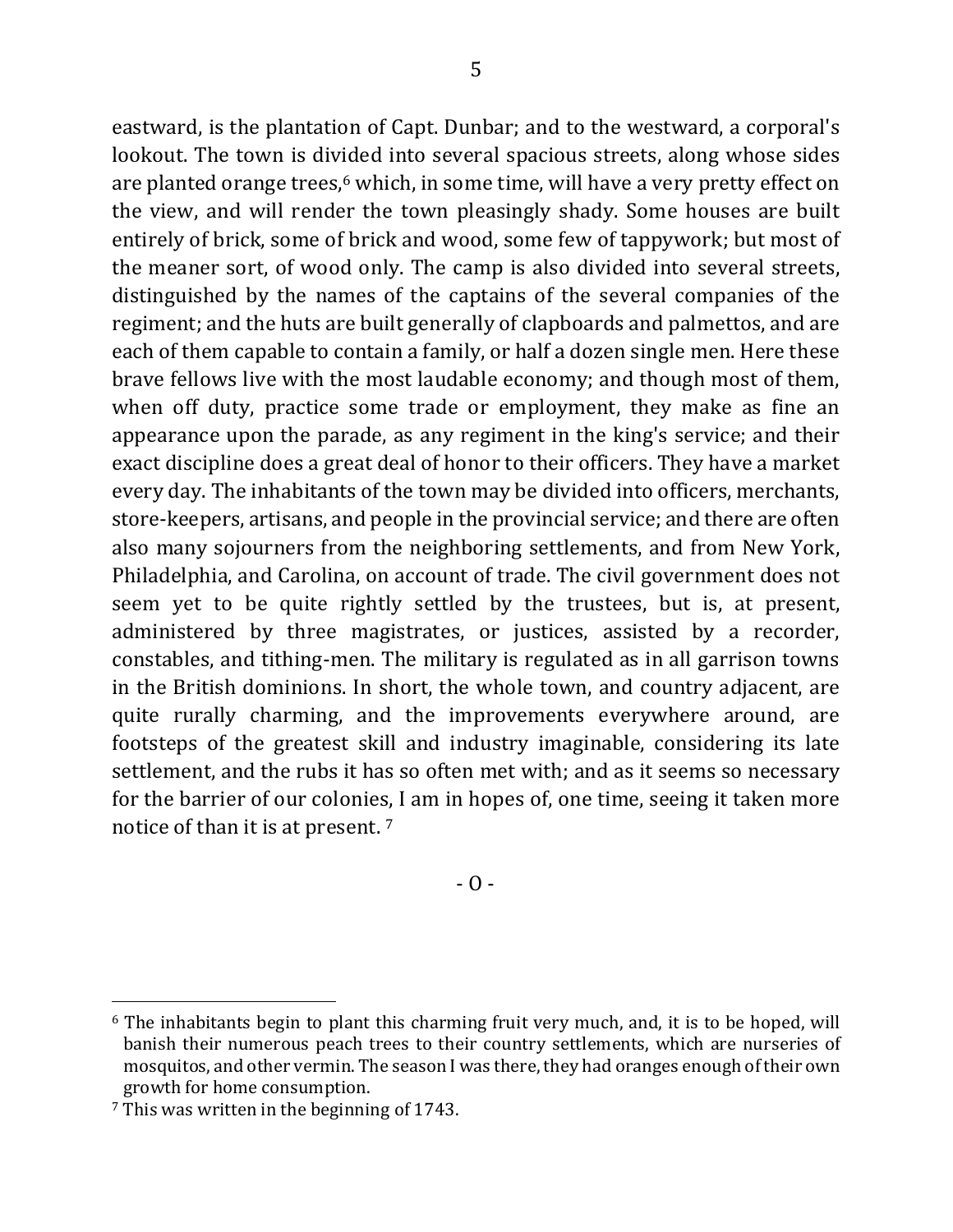eastward, is the plantation of Capt. Dunbar; and to the westward, a corporal's lookout. The town is divided into several spacious streets, along whose sides are planted orange trees,[6] which, in some time, will have a very pretty effect on the view, and will render the town pleasingly shady. Some houses are built entirely of brick, some of brick and wood, some few of tappywork; but most of the meaner sort, of wood only. The camp is also divided into several streets, distinguished by the names of the captains of the several companies of the regiment; and the huts are built generally of clapboards and palmettos, and are each of them capable to contain a family, or half a dozen single men. Here these brave fellows live with the most laudable economy; and though most of them, when off duty, practice some trade or employment, they make as fine an appearance upon the parade, as any regiment in the king's service; and their exact discipline does a great deal of honor to their officers. They have a market every day. The inhabitants of the town may be divided into officers, merchants, store-keepers, artisans, and people in the provincial service; and there are often also many sojourners from the neighboring settlements, and from New York, Philadelphia, and Carolina, on account of trade. The civil government does not seem yet to be quite rightly settled by the trustees, but is, at present, administered by three magistrates, or justices, assisted by a recorder, constables, and tithing-men. The military is regulated as in all garrison towns in the British dominions. In short, the whole town, and country adjacent, are quite rurally charming, and the improvements everywhere around, are footsteps of the greatest skill and industry imaginable, considering its late settlement, and the rubs it has so often met with; and as it seems so necessary for the barrier of our colonies, I am in hopes of, one time, seeing it taken more notice of than it is at present. [7]

- O -

[6] The inhabitants begin to plant this charming fruit very much, and, it is to be hoped, will banish their numerous peach trees to their country settlements, which are nurseries of mosquitos, and other vermin. The season I was there, they had oranges enough of their own growth for home consumption.

[7] This was written in the beginning of 1743.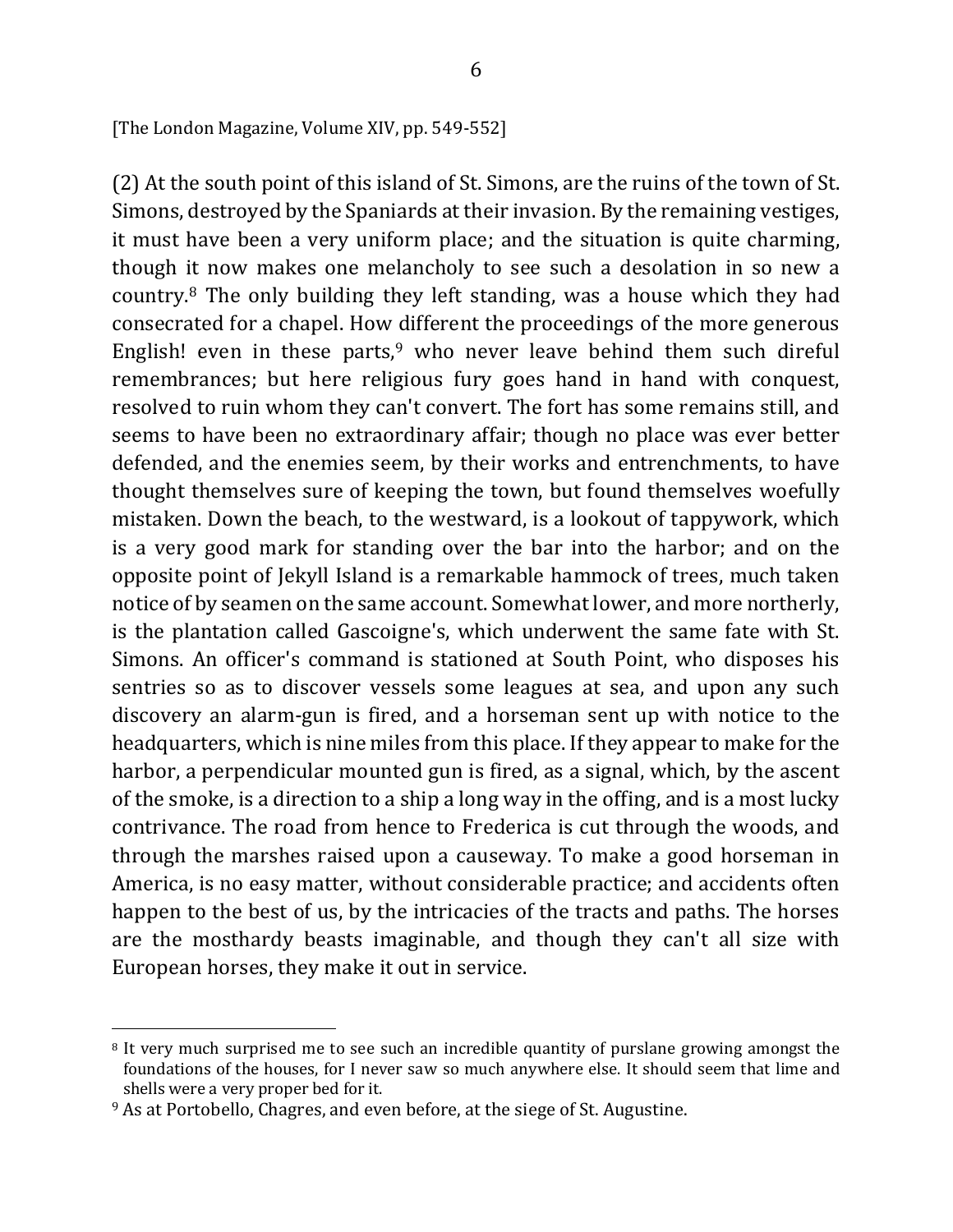[The London Magazine, Volume XIV, pp. 549-552]

(2) At the south point of this island of St. Simons, are the ruins of the town of St. Simons, destroyed by the Spaniards at their invasion. By the remaining vestiges, it must have been a very uniform place; and the situation is quite charming, though it now makes one melancholy to see such a desolation in so new a country.[8] The only building they left standing, was a house which they had consecrated for a chapel. How different the proceedings of the more generous English! even in these parts,[9] who never leave behind them such direful remembrances; but here religious fury goes hand in hand with conquest, resolved to ruin whom they can't convert. The fort has some remains still, and seems to have been no extraordinary affair; though no place was ever better defended, and the enemies seem, by their works and entrenchments, to have thought themselves sure of keeping the town, but found themselves woefully mistaken. Down the beach, to the westward, is a lookout of tappywork, which is a very good mark for standing over the bar into the harbor; and on the opposite point of Jekyll Island is a remarkable hammock of trees, much taken notice of by seamen on the same account. Somewhat lower, and more northerly, is the plantation called Gascoigne's, which underwent the same fate with St. Simons. An officer's command is stationed at South Point, who disposes his sentries so as to discover vessels some leagues at sea, and upon any such discovery an alarm-gun is fired, and a horseman sent up with notice to the headquarters, which is nine miles from this place. If they appear to make for the harbor, a perpendicular mounted gun is fired, as a signal, which, by the ascent of the smoke, is a direction to a ship a long way in the offing, and is a most lucky contrivance. The road from hence to Frederica is cut through the woods, and through the marshes raised upon a causeway. To make a good horseman in America, is no easy matter, without considerable practice; and accidents often happen to the best of us, by the intricacies of the tracts and paths. The horses are the mosthardy beasts imaginable, and though they can't all size with European horses, they make it out in service.

---

[8] It very much surprised me to see such an incredible quantity of purslane growing amongst the foundations of the houses, for I never saw so much anywhere else. It should seem that lime and shells were a very proper bed for it.

[9] As at Portobello, Chagres, and even before, at the siege of St. Augustine.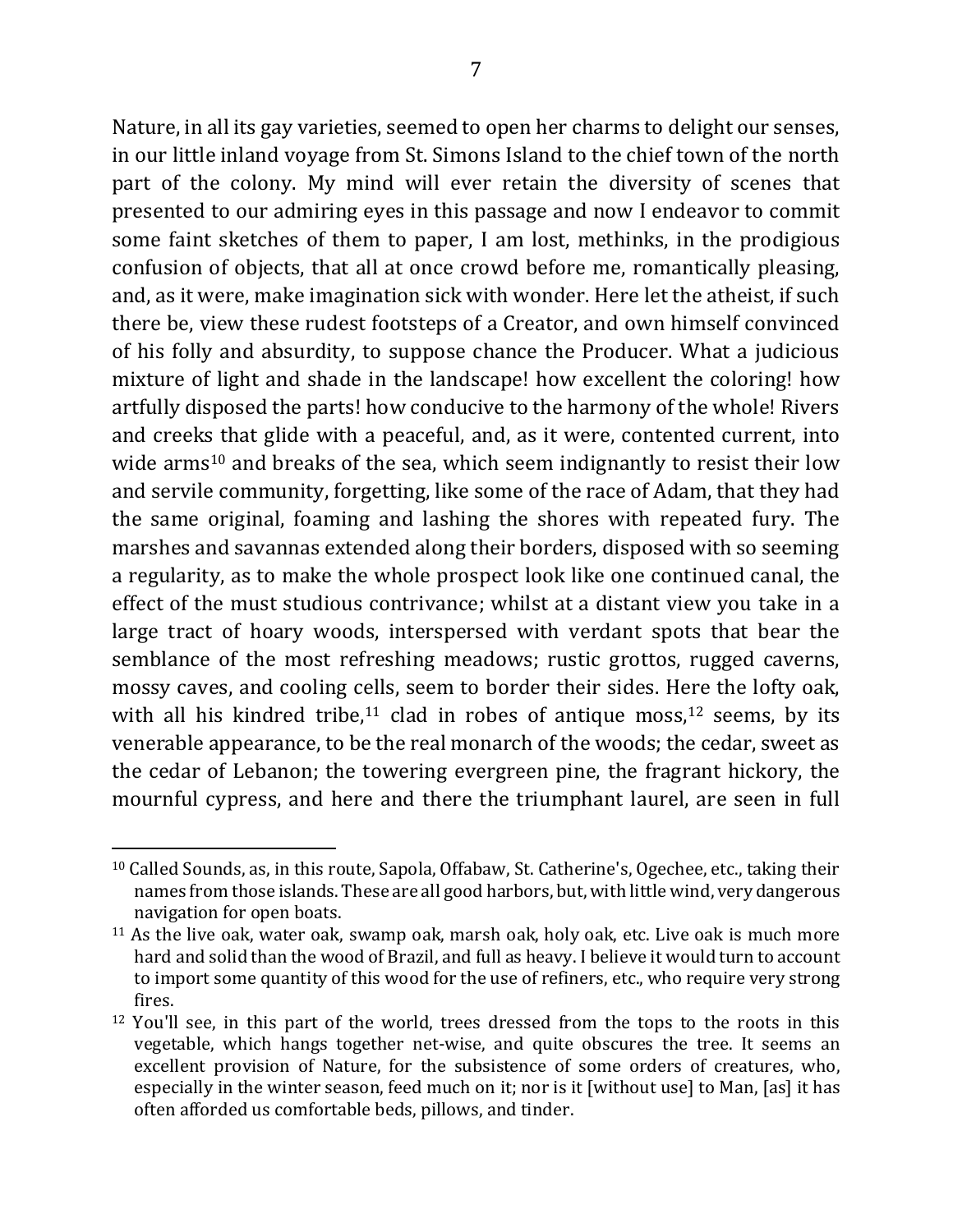Nature, in all its gay varieties, seemed to open her charms to delight our senses, in our little inland voyage from St. Simons Island to the chief town of the north part of the colony. My mind will ever retain the diversity of scenes that presented to our admiring eyes in this passage and now I endeavor to commit some faint sketches of them to paper, I am lost, methinks, in the prodigious confusion of objects, that all at once crowd before me, romantically pleasing, and, as it were, make imagination sick with wonder. Here let the atheist, if such there be, view these rudest footsteps of a Creator, and own himself convinced of his folly and absurdity, to suppose chance the Producer. What a judicious mixture of light and shade in the landscape! how excellent the coloring! how artfully disposed the parts! how conducive to the harmony of the whole! Rivers and creeks that glide with a peaceful, and, as it were, contented current, into wide arms[10] and breaks of the sea, which seem indignantly to resist their low and servile community, forgetting, like some of the race of Adam, that they had the same original, foaming and lashing the shores with repeated fury. The marshes and savannas extended along their borders, disposed with so seeming a regularity, as to make the whole prospect look like one continued canal, the effect of the must studious contrivance; whilst at a distant view you take in a large tract of hoary woods, interspersed with verdant spots that bear the semblance of the most refreshing meadows; rustic grottos, rugged caverns, mossy caves, and cooling cells, seem to border their sides. Here the lofty oak, with all his kindred tribe,[11] clad in robes of antique moss,[12] seems, by its venerable appearance, to be the real monarch of the woods; the cedar, sweet as the cedar of Lebanon; the towering evergreen pine, the fragrant hickory, the mournful cypress, and here and there the triumphant laurel, are seen in full

---

[10] Called Sounds, as, in this route, Sapola, Offabaw, St. Catherine's, Ogechee, etc., taking their names from those islands. These are all good harbors, but, with little wind, very dangerous navigation for open boats.

[11] As the live oak, water oak, swamp oak, marsh oak, holy oak, etc. Live oak is much more hard and solid than the wood of Brazil, and full as heavy. I believe it would turn to account to import some quantity of this wood for the use of refiners, etc., who require very strong fires.

[12] You'll see, in this part of the world, trees dressed from the tops to the roots in this vegetable, which hangs together net-wise, and quite obscures the tree. It seems an excellent provision of Nature, for the subsistence of some orders of creatures, who, especially in the winter season, feed much on it; nor is it [without use] to Man, [as] it has often afforded us comfortable beds, pillows, and tinder.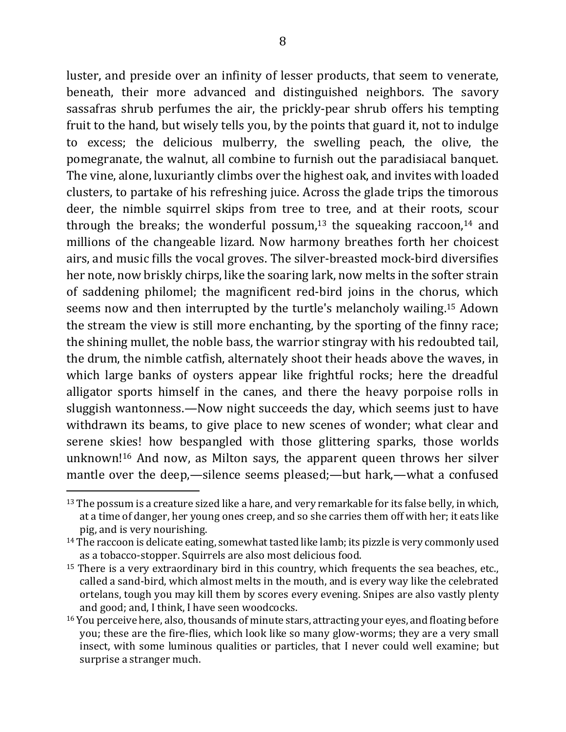luster, and preside over an infinity of lesser products, that seem to venerate, beneath, their more advanced and distinguished neighbors. The savory sassafras shrub perfumes the air, the prickly-pear shrub offers his tempting fruit to the hand, but wisely tells you, by the points that guard it, not to indulge to excess; the delicious mulberry, the swelling peach, the olive, the pomegranate, the walnut, all combine to furnish out the paradisiacal banquet. The vine, alone, luxuriantly climbs over the highest oak, and invites with loaded clusters, to partake of his refreshing juice. Across the glade trips the timorous deer, the nimble squirrel skips from tree to tree, and at their roots, scour through the breaks; the wonderful possum,[13] the squeaking raccoon,[14] and millions of the changeable lizard. Now harmony breathes forth her choicest airs, and music fills the vocal groves. The silver-breasted mock-bird diversifies her note, now briskly chirps, like the soaring lark, now melts in the softer strain of saddening philomel; the magnificent red-bird joins in the chorus, which seems now and then interrupted by the turtle's melancholy wailing.[15] Adown the stream the view is still more enchanting, by the sporting of the finny race; the shining mullet, the noble bass, the warrior stingray with his redoubted tail, the drum, the nimble catfish, alternately shoot their heads above the waves, in which large banks of oysters appear like frightful rocks; here the dreadful alligator sports himself in the canes, and there the heavy porpoise rolls in sluggish wantonness.—Now night succeeds the day, which seems just to have withdrawn its beams, to give place to new scenes of wonder; what clear and serene skies! how bespangled with those glittering sparks, those worlds unknown![16] And now, as Milton says, the apparent queen throws her silver mantle over the deep,—silence seems pleased;—but hark,—what a confused

---

[13] The possum is a creature sized like a hare, and very remarkable for its false belly, in which, at a time of danger, her young ones creep, and so she carries them off with her; it eats like pig, and is very nourishing.

[14] The raccoon is delicate eating, somewhat tasted like lamb; its pizzle is very commonly used as a tobacco-stopper. Squirrels are also most delicious food.

[15] There is a very extraordinary bird in this country, which frequents the sea beaches, etc., called a sand-bird, which almost melts in the mouth, and is every way like the celebrated ortelans, tough you may kill them by scores every evening. Snipes are also vastly plenty and good; and, I think, I have seen woodcocks.

[16] You perceive here, also, thousands of minute stars, attracting your eyes, and floating before you; these are the fire-flies, which look like so many glow-worms; they are a very small insect, with some luminous qualities or particles, that I never could well examine; but surprise a stranger much.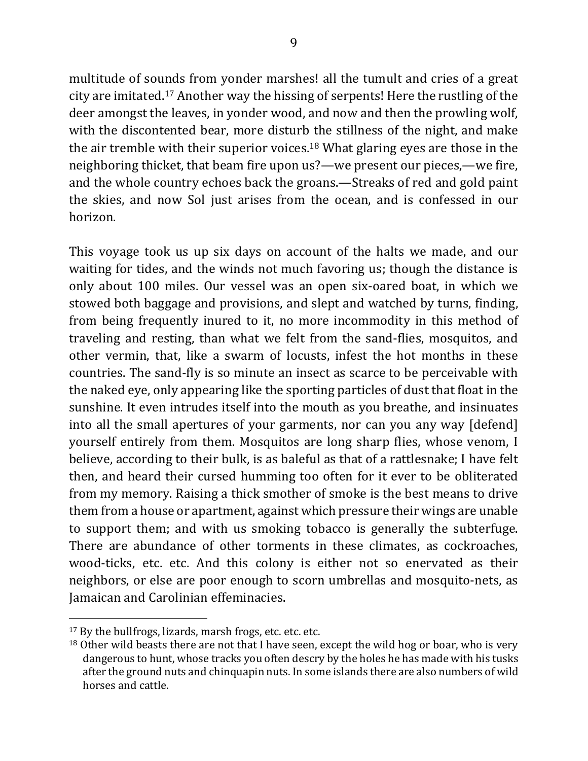multitude of sounds from yonder marshes! all the tumult and cries of a great city are imitated.[17] Another way the hissing of serpents! Here the rustling of the deer amongst the leaves, in yonder wood, and now and then the prowling wolf, with the discontented bear, more disturb the stillness of the night, and make the air tremble with their superior voices.[18] What glaring eyes are those in the neighboring thicket, that beam fire upon us?—we present our pieces,—we fire, and the whole country echoes back the groans.—Streaks of red and gold paint the skies, and now Sol just arises from the ocean, and is confessed in our horizon.

This voyage took us up six days on account of the halts we made, and our waiting for tides, and the winds not much favoring us; though the distance is only about 100 miles. Our vessel was an open six-oared boat, in which we stowed both baggage and provisions, and slept and watched by turns, finding, from being frequently inured to it, no more incommodity in this method of traveling and resting, than what we felt from the sand-flies, mosquitos, and other vermin, that, like a swarm of locusts, infest the hot months in these countries. The sand-fly is so minute an insect as scarce to be perceivable with the naked eye, only appearing like the sporting particles of dust that float in the sunshine. It even intrudes itself into the mouth as you breathe, and insinuates into all the small apertures of your garments, nor can you any way [defend] yourself entirely from them. Mosquitos are long sharp flies, whose venom, I believe, according to their bulk, is as baleful as that of a rattlesnake; I have felt then, and heard their cursed humming too often for it ever to be obliterated from my memory. Raising a thick smother of smoke is the best means to drive them from a house or apartment, against which pressure their wings are unable to support them; and with us smoking tobacco is generally the subterfuge. There are abundance of other torments in these climates, as cockroaches, wood-ticks, etc. etc. And this colony is either not so enervated as their neighbors, or else are poor enough to scorn umbrellas and mosquito-nets, as Jamaican and Carolinian effeminacies.

---

[17] By the bullfrogs, lizards, marsh frogs, etc. etc. etc.

[18] Other wild beasts there are not that I have seen, except the wild hog or boar, who is very dangerous to hunt, whose tracks you often descry by the holes he has made with his tusks after the ground nuts and chinquapin nuts. In some islands there are also numbers of wild horses and cattle.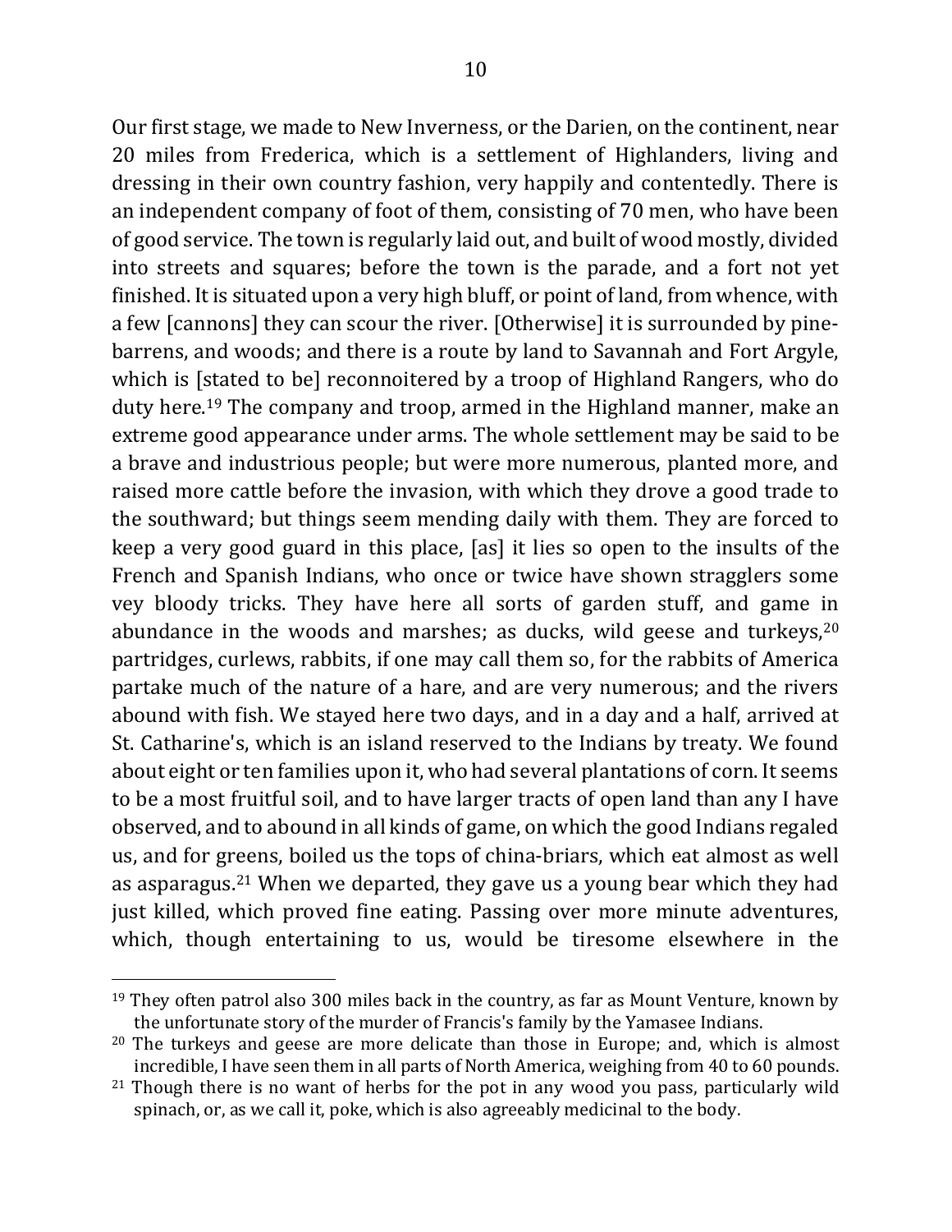Our first stage, we made to New Inverness, or the Darien, on the continent, near 20 miles from Frederica, which is a settlement of Highlanders, living and dressing in their own country fashion, very happily and contentedly. There is an independent company of foot of them, consisting of 70 men, who have been of good service. The town is regularly laid out, and built of wood mostly, divided into streets and squares; before the town is the parade, and a fort not yet finished. It is situated upon a very high bluff, or point of land, from whence, with a few [cannons] they can scour the river. [Otherwise] it is surrounded by pine-barrens, and woods; and there is a route by land to Savannah and Fort Argyle, which is [stated to be] reconnoitered by a troop of Highland Rangers, who do duty here.[19] The company and troop, armed in the Highland manner, make an extreme good appearance under arms. The whole settlement may be said to be a brave and industrious people; but were more numerous, planted more, and raised more cattle before the invasion, with which they drove a good trade to the southward; but things seem mending daily with them. They are forced to keep a very good guard in this place, [as] it lies so open to the insults of the French and Spanish Indians, who once or twice have shown stragglers some vey bloody tricks. They have here all sorts of garden stuff, and game in abundance in the woods and marshes; as ducks, wild geese and turkeys,[20] partridges, curlews, rabbits, if one may call them so, for the rabbits of America partake much of the nature of a hare, and are very numerous; and the rivers abound with fish. We stayed here two days, and in a day and a half, arrived at St. Catharine's, which is an island reserved to the Indians by treaty. We found about eight or ten families upon it, who had several plantations of corn. It seems to be a most fruitful soil, and to have larger tracts of open land than any I have observed, and to abound in all kinds of game, on which the good Indians regaled us, and for greens, boiled us the tops of china-briars, which eat almost as well as asparagus.[21] When we departed, they gave us a young bear which they had just killed, which proved fine eating. Passing over more minute adventures, which, though entertaining to us, would be tiresome elsewhere in the

---

[19] They often patrol also 300 miles back in the country, as far as Mount Venture, known by the unfortunate story of the murder of Francis's family by the Yamasee Indians.

[20] The turkeys and geese are more delicate than those in Europe; and, which is almost incredible, I have seen them in all parts of North America, weighing from 40 to 60 pounds.

[21] Though there is no want of herbs for the pot in any wood you pass, particularly wild spinach, or, as we call it, poke, which is also agreeably medicinal to the body.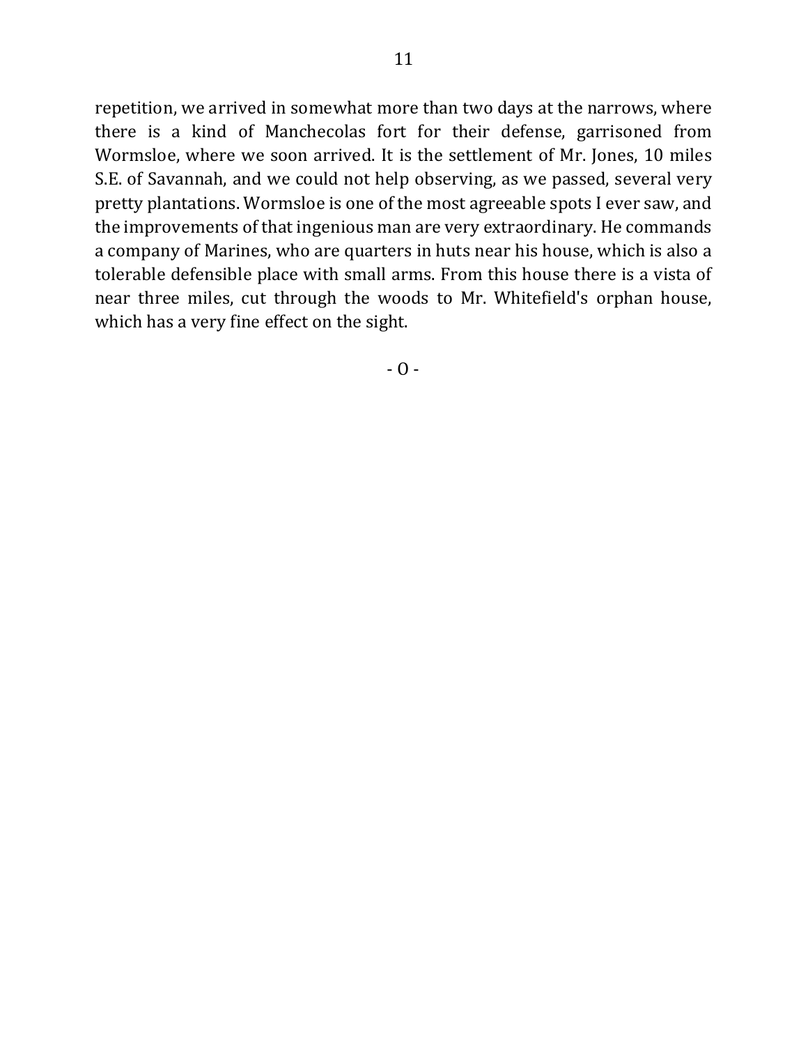repetition, we arrived in somewhat more than two days at the narrows, where there is a kind of Manchecolas fort for their defense, garrisoned from Wormsloe, where we soon arrived. It is the settlement of Mr. Jones, 10 miles S.E. of Savannah, and we could not help observing, as we passed, several very pretty plantations. Wormsloe is one of the most agreeable spots I ever saw, and the improvements of that ingenious man are very extraordinary. He commands a company of Marines, who are quarters in huts near his house, which is also a tolerable defensible place with small arms. From this house there is a vista of near three miles, cut through the woods to Mr. Whitefield's orphan house, which has a very fine effect on the sight.

- O -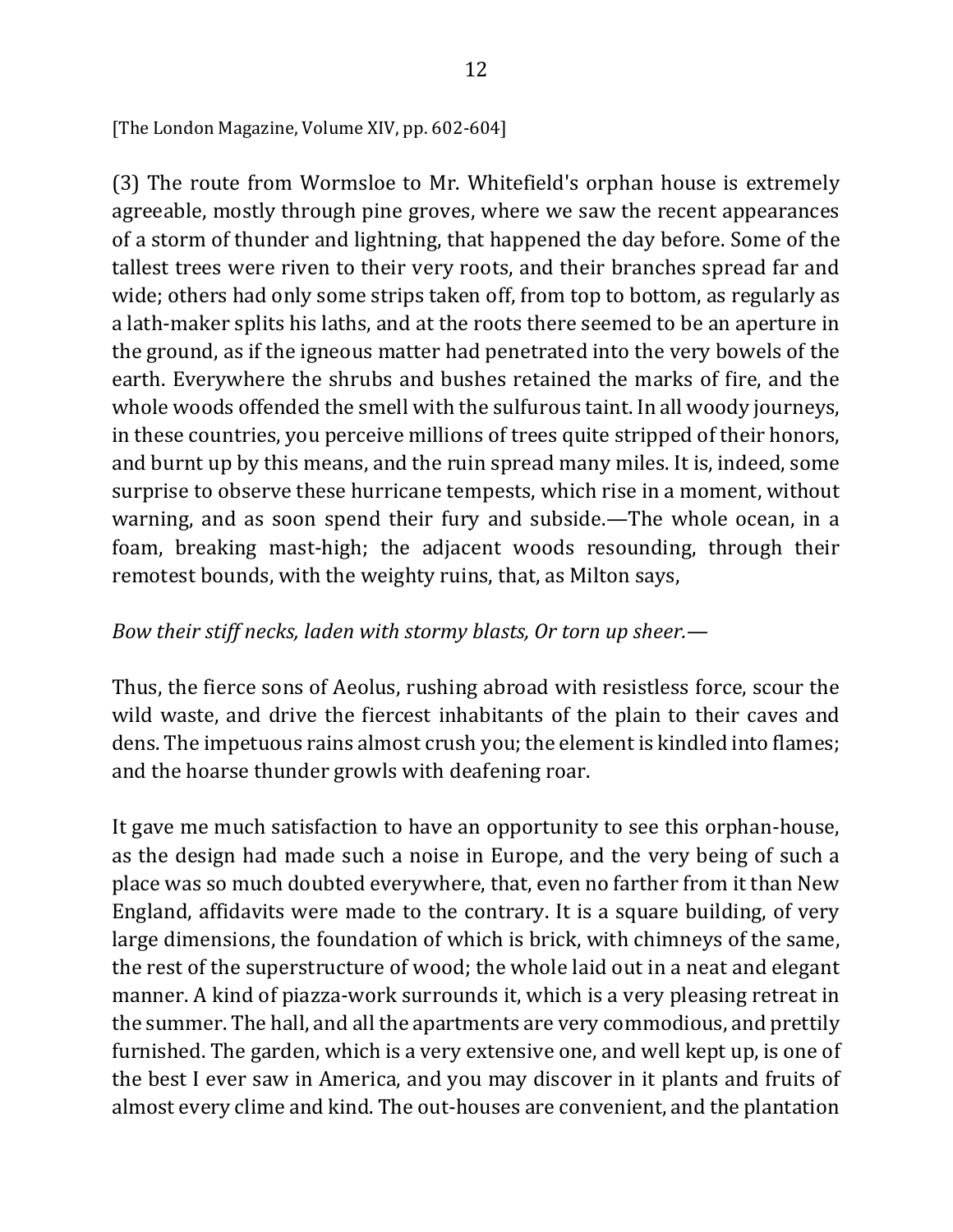[The London Magazine, Volume XIV, pp. 602-604]

(3) The route from Wormsloe to Mr. Whitefield's orphan house is extremely agreeable, mostly through pine groves, where we saw the recent appearances of a storm of thunder and lightning, that happened the day before. Some of the tallest trees were riven to their very roots, and their branches spread far and wide; others had only some strips taken off, from top to bottom, as regularly as a lath-maker splits his laths, and at the roots there seemed to be an aperture in the ground, as if the igneous matter had penetrated into the very bowels of the earth. Everywhere the shrubs and bushes retained the marks of fire, and the whole woods offended the smell with the sulfurous taint. In all woody journeys, in these countries, you perceive millions of trees quite stripped of their honors, and burnt up by this means, and the ruin spread many miles. It is, indeed, some surprise to observe these hurricane tempests, which rise in a moment, without warning, and as soon spend their fury and subside.—The whole ocean, in a foam, breaking mast-high; the adjacent woods resounding, through their remotest bounds, with the weighty ruins, that, as Milton says,

*Bow their stiff necks, laden with stormy blasts, Or torn up sheer.—*

Thus, the fierce sons of Aeolus, rushing abroad with resistless force, scour the wild waste, and drive the fiercest inhabitants of the plain to their caves and dens. The impetuous rains almost crush you; the element is kindled into flames; and the hoarse thunder growls with deafening roar.

It gave me much satisfaction to have an opportunity to see this orphan-house, as the design had made such a noise in Europe, and the very being of such a place was so much doubted everywhere, that, even no farther from it than New England, affidavits were made to the contrary. It is a square building, of very large dimensions, the foundation of which is brick, with chimneys of the same, the rest of the superstructure of wood; the whole laid out in a neat and elegant manner. A kind of piazza-work surrounds it, which is a very pleasing retreat in the summer. The hall, and all the apartments are very commodious, and prettily furnished. The garden, which is a very extensive one, and well kept up, is one of the best I ever saw in America, and you may discover in it plants and fruits of almost every clime and kind. The out-houses are convenient, and the plantation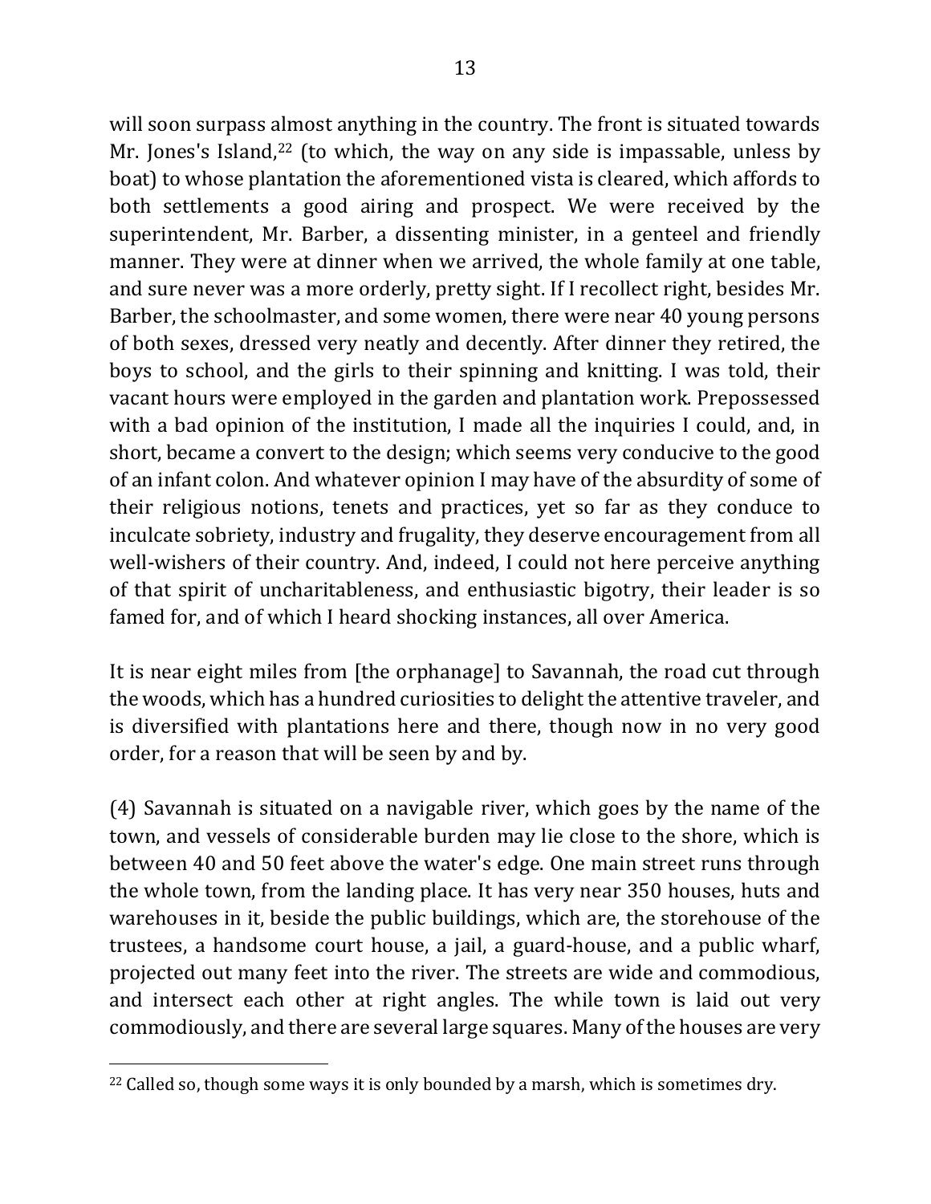will soon surpass almost anything in the country. The front is situated towards Mr. Jones's Island,[22] (to which, the way on any side is impassable, unless by boat) to whose plantation the aforementioned vista is cleared, which affords to both settlements a good airing and prospect. We were received by the superintendent, Mr. Barber, a dissenting minister, in a genteel and friendly manner. They were at dinner when we arrived, the whole family at one table, and sure never was a more orderly, pretty sight. If I recollect right, besides Mr. Barber, the schoolmaster, and some women, there were near 40 young persons of both sexes, dressed very neatly and decently. After dinner they retired, the boys to school, and the girls to their spinning and knitting. I was told, their vacant hours were employed in the garden and plantation work. Prepossessed with a bad opinion of the institution, I made all the inquiries I could, and, in short, became a convert to the design; which seems very conducive to the good of an infant colon. And whatever opinion I may have of the absurdity of some of their religious notions, tenets and practices, yet so far as they conduce to inculcate sobriety, industry and frugality, they deserve encouragement from all well-wishers of their country. And, indeed, I could not here perceive anything of that spirit of uncharitableness, and enthusiastic bigotry, their leader is so famed for, and of which I heard shocking instances, all over America.

It is near eight miles from [the orphanage] to Savannah, the road cut through the woods, which has a hundred curiosities to delight the attentive traveler, and is diversified with plantations here and there, though now in no very good order, for a reason that will be seen by and by.

(4) Savannah is situated on a navigable river, which goes by the name of the town, and vessels of considerable burden may lie close to the shore, which is between 40 and 50 feet above the water's edge. One main street runs through the whole town, from the landing place. It has very near 350 houses, huts and warehouses in it, beside the public buildings, which are, the storehouse of the trustees, a handsome court house, a jail, a guard-house, and a public wharf, projected out many feet into the river. The streets are wide and commodious, and intersect each other at right angles. The while town is laid out very commodiously, and there are several large squares. Many of the houses are very

[22] Called so, though some ways it is only bounded by a marsh, which is sometimes dry.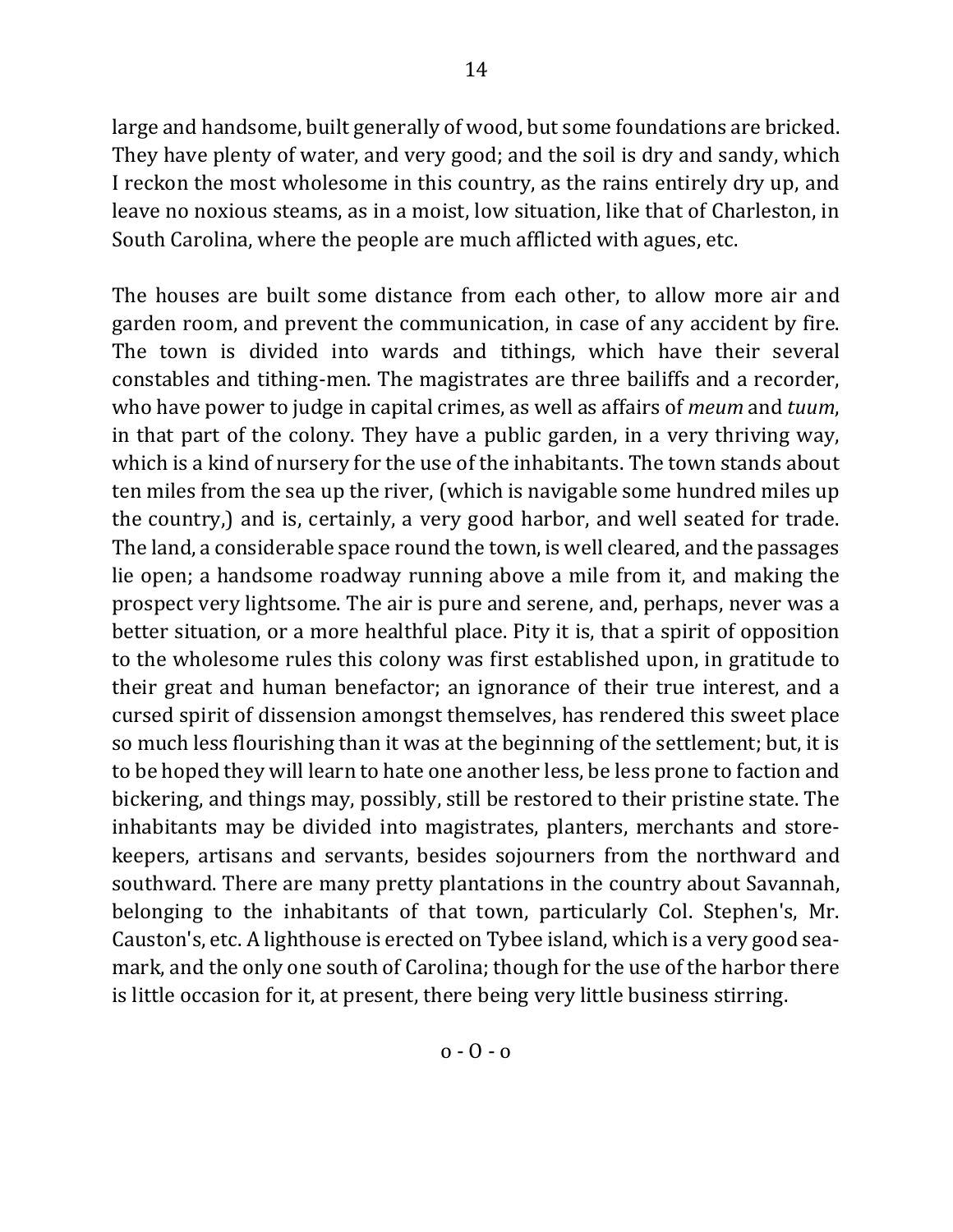large and handsome, built generally of wood, but some foundations are bricked. They have plenty of water, and very good; and the soil is dry and sandy, which I reckon the most wholesome in this country, as the rains entirely dry up, and leave no noxious steams, as in a moist, low situation, like that of Charleston, in South Carolina, where the people are much afflicted with agues, etc.

The houses are built some distance from each other, to allow more air and garden room, and prevent the communication, in case of any accident by fire. The town is divided into wards and tithings, which have their several constables and tithing-men. The magistrates are three bailiffs and a recorder, who have power to judge in capital crimes, as well as affairs of *meum* and *tuum*, in that part of the colony. They have a public garden, in a very thriving way, which is a kind of nursery for the use of the inhabitants. The town stands about ten miles from the sea up the river, (which is navigable some hundred miles up the country,) and is, certainly, a very good harbor, and well seated for trade. The land, a considerable space round the town, is well cleared, and the passages lie open; a handsome roadway running above a mile from it, and making the prospect very lightsome. The air is pure and serene, and, perhaps, never was a better situation, or a more healthful place. Pity it is, that a spirit of opposition to the wholesome rules this colony was first established upon, in gratitude to their great and human benefactor; an ignorance of their true interest, and a cursed spirit of dissension amongst themselves, has rendered this sweet place so much less flourishing than it was at the beginning of the settlement; but, it is to be hoped they will learn to hate one another less, be less prone to faction and bickering, and things may, possibly, still be restored to their pristine state. The inhabitants may be divided into magistrates, planters, merchants and store-keepers, artisans and servants, besides sojourners from the northward and southward. There are many pretty plantations in the country about Savannah, belonging to the inhabitants of that town, particularly Col. Stephen's, Mr. Causton's, etc. A lighthouse is erected on Tybee island, which is a very good sea-mark, and the only one south of Carolina; though for the use of the harbor there is little occasion for it, at present, there being very little business stirring.

o - O - o